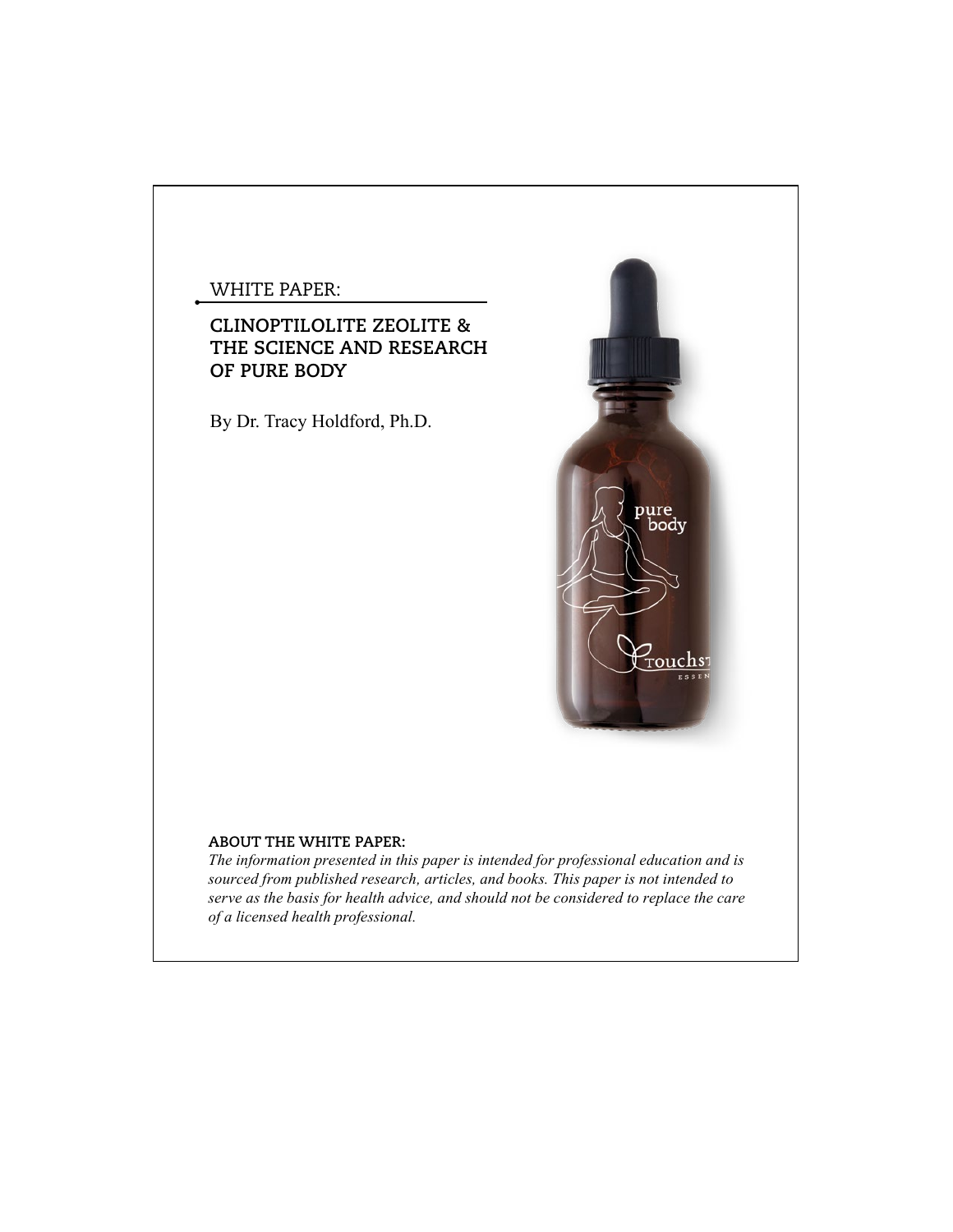WHITE PAPER:

# CLINOPTILOLITE ZEOLITE & THE SCIENCE AND RESEARCH OF PURE BODY

By Dr. Tracy Holdford, Ph.D.

**ABOUT THE WHITE PAPER:**

*The information presented in this paper is intended for professional education and is sourced from published research, articles, and books. This paper is not intended to serve as the basis for health advice, and should not be considered to replace the care of a licensed health professional.*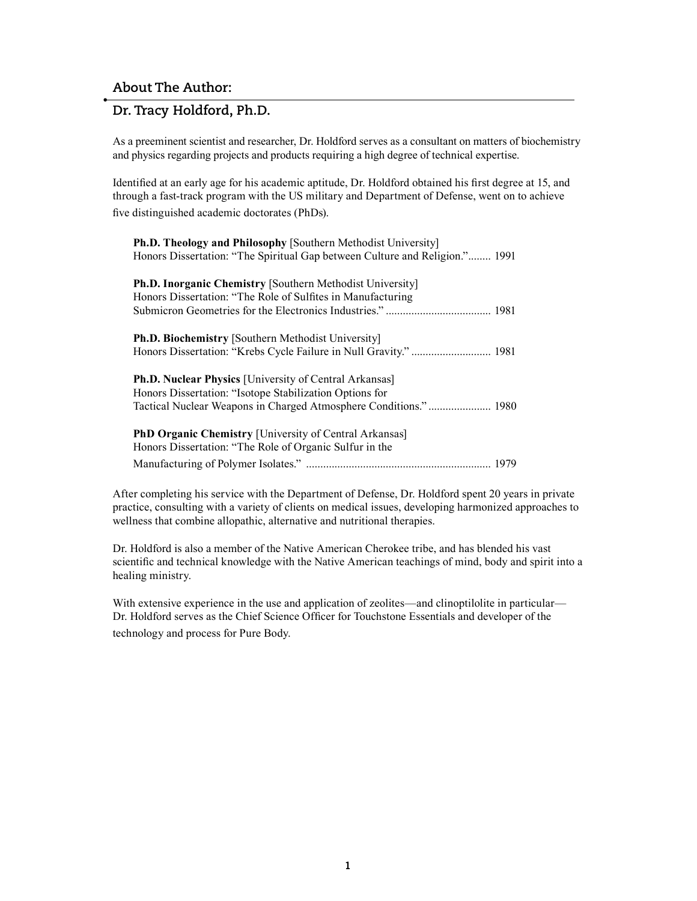## About The Author:

## Dr. Tracy Holdford, Ph.D.

As a preeminent scientist and researcher, Dr. Holdford serves as a consultant on matters of biochemistry and physics regarding projects and products requiring a high degree of technical expertise.

Identified at an early age for his academic aptitude, Dr. Holdford obtained his first degree at 15, and through a fast-track program with the US military and Department of Defense, went on to achieve five distinguished academic doctorates (PhDs).

**Ph.D. Theology and Philosophy** [Southern Methodist University]
Honors Dissertation: "The Spiritual Gap between Culture and Religion."........ 1991

**Ph.D. Inorganic Chemistry** [Southern Methodist University]
Honors Dissertation: "The Role of Sulfites in Manufacturing Submicron Geometries for the Electronics Industries." .................................... 1981

**Ph.D. Biochemistry** [Southern Methodist University]
Honors Dissertation: "Krebs Cycle Failure in Null Gravity." ............................ 1981

**Ph.D. Nuclear Physics** [University of Central Arkansas]
Honors Dissertation: "Isotope Stabilization Options for Tactical Nuclear Weapons in Charged Atmosphere Conditions." ...................... 1980

**PhD Organic Chemistry** [University of Central Arkansas]
Honors Dissertation: "The Role of Organic Sulfur in the Manufacturing of Polymer Isolates." ................................................................ 1979

After completing his service with the Department of Defense, Dr. Holdford spent 20 years in private practice, consulting with a variety of clients on medical issues, developing harmonized approaches to wellness that combine allopathic, alternative and nutritional therapies.

Dr. Holdford is also a member of the Native American Cherokee tribe, and has blended his vast scientific and technical knowledge with the Native American teachings of mind, body and spirit into a healing ministry.

With extensive experience in the use and application of zeolites—and clinoptilolite in particular—Dr. Holdford serves as the Chief Science Officer for Touchstone Essentials and developer of the technology and process for Pure Body.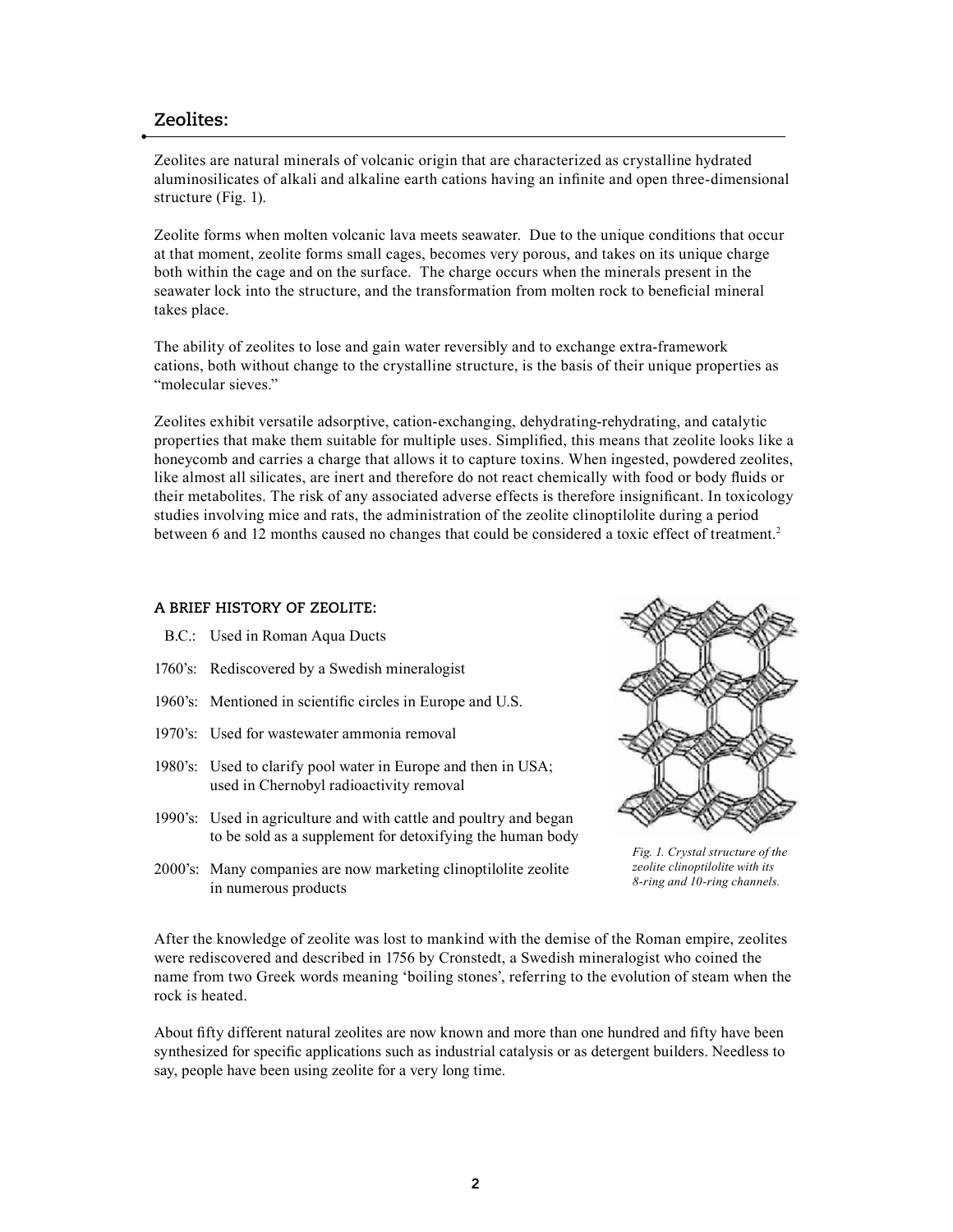## Zeolites:

Zeolites are natural minerals of volcanic origin that are characterized as crystalline hydrated aluminosilicates of alkali and alkaline earth cations having an infinite and open three-dimensional structure (Fig. 1).

Zeolite forms when molten volcanic lava meets seawater. Due to the unique conditions that occur at that moment, zeolite forms small cages, becomes very porous, and takes on its unique charge both within the cage and on the surface. The charge occurs when the minerals present in the seawater lock into the structure, and the transformation from molten rock to beneficial mineral takes place.

The ability of zeolites to lose and gain water reversibly and to exchange extra-framework cations, both without change to the crystalline structure, is the basis of their unique properties as "molecular sieves."

Zeolites exhibit versatile adsorptive, cation-exchanging, dehydrating-rehydrating, and catalytic properties that make them suitable for multiple uses. Simplified, this means that zeolite looks like a honeycomb and carries a charge that allows it to capture toxins. When ingested, powdered zeolites, like almost all silicates, are inert and therefore do not react chemically with food or body fluids or their metabolites. The risk of any associated adverse effects is therefore insignificant. In toxicology studies involving mice and rats, the administration of the zeolite clinoptilolite during a period between 6 and 12 months caused no changes that could be considered a toxic effect of treatment.[2]

### A BRIEF HISTORY OF ZEOLITE:

- B.C.: Used in Roman Aqua Ducts
- 1760's: Rediscovered by a Swedish mineralogist
- 1960's: Mentioned in scientific circles in Europe and U.S.
- 1970's: Used for wastewater ammonia removal
- 1980's: Used to clarify pool water in Europe and then in USA; used in Chernobyl radioactivity removal
- 1990's: Used in agriculture and with cattle and poultry and began to be sold as a supplement for detoxifying the human body
- 2000's: Many companies are now marketing clinoptilolite zeolite in numerous products

*Fig. 1. Crystal structure of the zeolite clinoptilolite with its 8-ring and 10-ring channels.*

After the knowledge of zeolite was lost to mankind with the demise of the Roman empire, zeolites were rediscovered and described in 1756 by Cronstedt, a Swedish mineralogist who coined the name from two Greek words meaning 'boiling stones', referring to the evolution of steam when the rock is heated.

About fifty different natural zeolites are now known and more than one hundred and fifty have been synthesized for specific applications such as industrial catalysis or as detergent builders. Needless to say, people have been using zeolite for a very long time.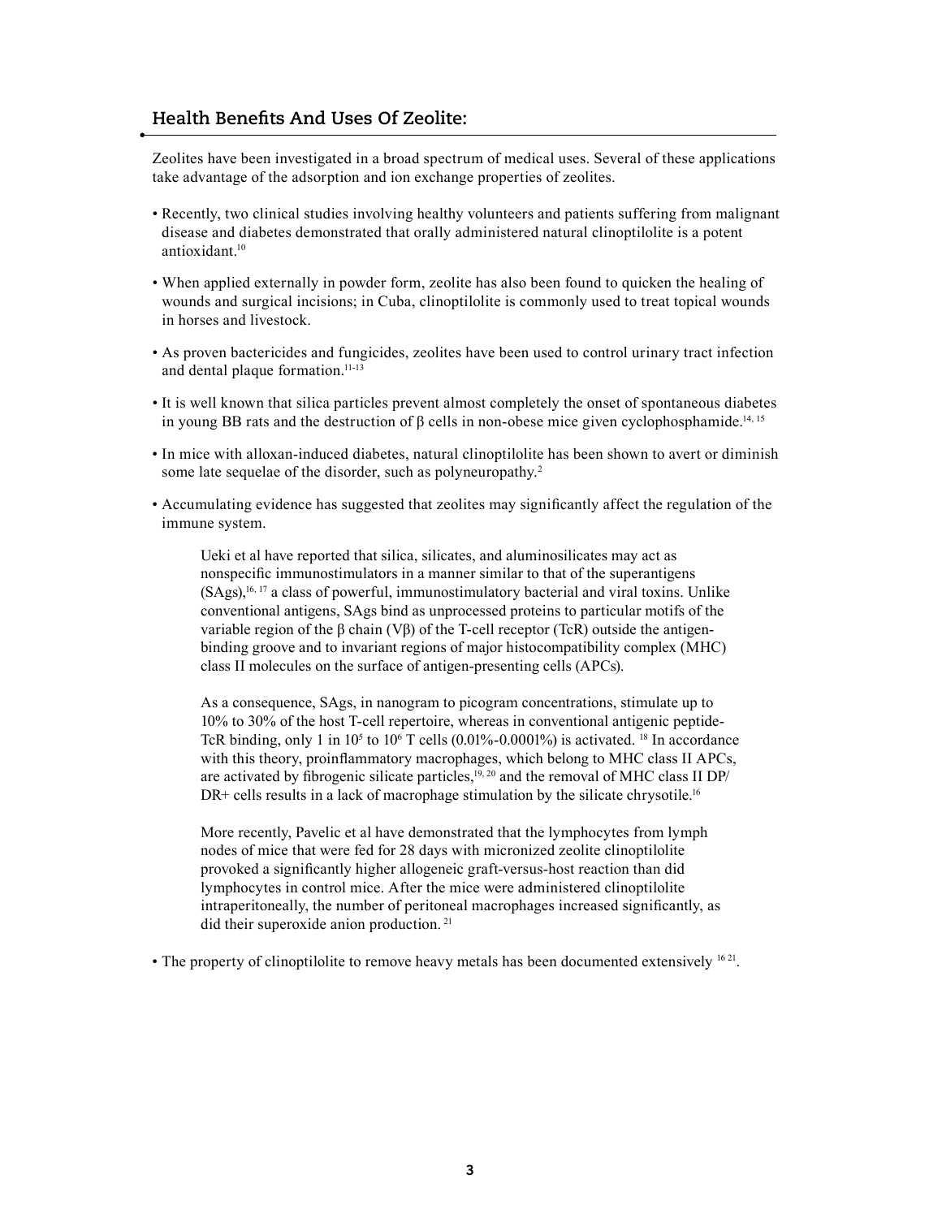## Health Benefits And Uses Of Zeolite:

Zeolites have been investigated in a broad spectrum of medical uses. Several of these applications take advantage of the adsorption and ion exchange properties of zeolites.

- Recently, two clinical studies involving healthy volunteers and patients suffering from malignant disease and diabetes demonstrated that orally administered natural clinoptilolite is a potent antioxidant.[10]
- When applied externally in powder form, zeolite has also been found to quicken the healing of wounds and surgical incisions; in Cuba, clinoptilolite is commonly used to treat topical wounds in horses and livestock.
- As proven bactericides and fungicides, zeolites have been used to control urinary tract infection and dental plaque formation.[11-13]
- It is well known that silica particles prevent almost completely the onset of spontaneous diabetes in young BB rats and the destruction of β cells in non-obese mice given cyclophosphamide.[14, 15]
- In mice with alloxan-induced diabetes, natural clinoptilolite has been shown to avert or diminish some late sequelae of the disorder, such as polyneuropathy.[2]
- Accumulating evidence has suggested that zeolites may significantly affect the regulation of the immune system.

  Ueki et al have reported that silica, silicates, and aluminosilicates may act as nonspecific immunostimulators in a manner similar to that of the superantigens (SAgs),[16, 17] a class of powerful, immunostimulatory bacterial and viral toxins. Unlike conventional antigens, SAgs bind as unprocessed proteins to particular motifs of the variable region of the β chain (Vβ) of the T-cell receptor (TcR) outside the antigen-binding groove and to invariant regions of major histocompatibility complex (MHC) class II molecules on the surface of antigen-presenting cells (APCs).

  As a consequence, SAgs, in nanogram to picogram concentrations, stimulate up to 10% to 30% of the host T-cell repertoire, whereas in conventional antigenic peptide-TcR binding, only 1 in $10^5$ to $10^6$ T cells (0.01%-0.0001%) is activated. [18] In accordance with this theory, proinflammatory macrophages, which belong to MHC class II APCs, are activated by fibrogenic silicate particles,[19, 20] and the removal of MHC class II DP/DR+ cells results in a lack of macrophage stimulation by the silicate chrysotile.[16]

  More recently, Pavelic et al have demonstrated that the lymphocytes from lymph nodes of mice that were fed for 28 days with micronized zeolite clinoptilolite provoked a significantly higher allogeneic graft-versus-host reaction than did lymphocytes in control mice. After the mice were administered clinoptilolite intraperitoneally, the number of peritoneal macrophages increased significantly, as did their superoxide anion production. [21]

- The property of clinoptilolite to remove heavy metals has been documented extensively [16 21].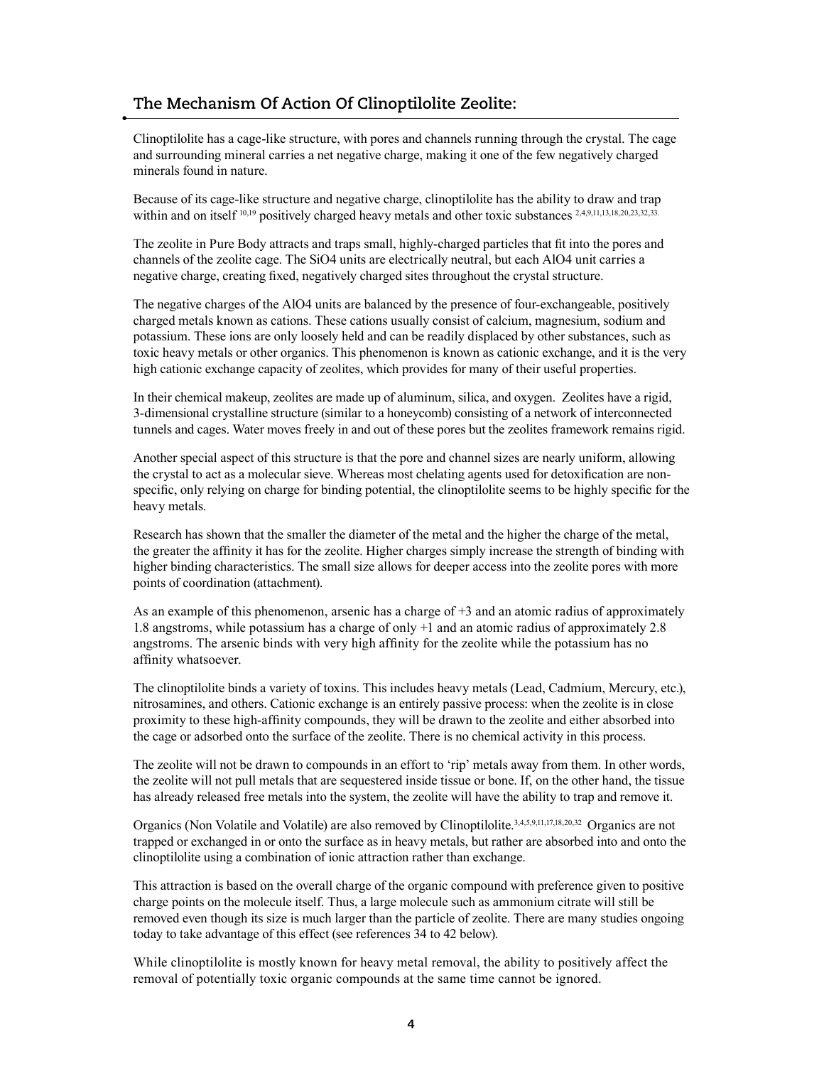## The Mechanism Of Action Of Clinoptilolite Zeolite:

Clinoptilolite has a cage-like structure, with pores and channels running through the crystal. The cage and surrounding mineral carries a net negative charge, making it one of the few negatively charged minerals found in nature.

Because of its cage-like structure and negative charge, clinoptilolite has the ability to draw and trap within and on itself [10,19] positively charged heavy metals and other toxic substances [2,4,9,11,13,18,20,23,32,33].

The zeolite in Pure Body attracts and traps small, highly-charged particles that fit into the pores and channels of the zeolite cage. The SiO4 units are electrically neutral, but each AlO4 unit carries a negative charge, creating fixed, negatively charged sites throughout the crystal structure.

The negative charges of the AlO4 units are balanced by the presence of four-exchangeable, positively charged metals known as cations. These cations usually consist of calcium, magnesium, sodium and potassium. These ions are only loosely held and can be readily displaced by other substances, such as toxic heavy metals or other organics. This phenomenon is known as cationic exchange, and it is the very high cationic exchange capacity of zeolites, which provides for many of their useful properties.

In their chemical makeup, zeolites are made up of aluminum, silica, and oxygen. Zeolites have a rigid, 3-dimensional crystalline structure (similar to a honeycomb) consisting of a network of interconnected tunnels and cages. Water moves freely in and out of these pores but the zeolites framework remains rigid.

Another special aspect of this structure is that the pore and channel sizes are nearly uniform, allowing the crystal to act as a molecular sieve. Whereas most chelating agents used for detoxification are non-specific, only relying on charge for binding potential, the clinoptilolite seems to be highly specific for the heavy metals.

Research has shown that the smaller the diameter of the metal and the higher the charge of the metal, the greater the affinity it has for the zeolite. Higher charges simply increase the strength of binding with higher binding characteristics. The small size allows for deeper access into the zeolite pores with more points of coordination (attachment).

As an example of this phenomenon, arsenic has a charge of +3 and an atomic radius of approximately 1.8 angstroms, while potassium has a charge of only +1 and an atomic radius of approximately 2.8 angstroms. The arsenic binds with very high affinity for the zeolite while the potassium has no affinity whatsoever.

The clinoptilolite binds a variety of toxins. This includes heavy metals (Lead, Cadmium, Mercury, etc.), nitrosamines, and others. Cationic exchange is an entirely passive process: when the zeolite is in close proximity to these high-affinity compounds, they will be drawn to the zeolite and either absorbed into the cage or adsorbed onto the surface of the zeolite. There is no chemical activity in this process.

The zeolite will not be drawn to compounds in an effort to 'rip' metals away from them. In other words, the zeolite will not pull metals that are sequestered inside tissue or bone. If, on the other hand, the tissue has already released free metals into the system, the zeolite will have the ability to trap and remove it.

Organics (Non Volatile and Volatile) are also removed by Clinoptilolite.[3,4,5,9,11,17,18,20,32] Organics are not trapped or exchanged in or onto the surface as in heavy metals, but rather are absorbed into and onto the clinoptilolite using a combination of ionic attraction rather than exchange.

This attraction is based on the overall charge of the organic compound with preference given to positive charge points on the molecule itself. Thus, a large molecule such as ammonium citrate will still be removed even though its size is much larger than the particle of zeolite. There are many studies ongoing today to take advantage of this effect (see references 34 to 42 below).

While clinoptilolite is mostly known for heavy metal removal, the ability to positively affect the removal of potentially toxic organic compounds at the same time cannot be ignored.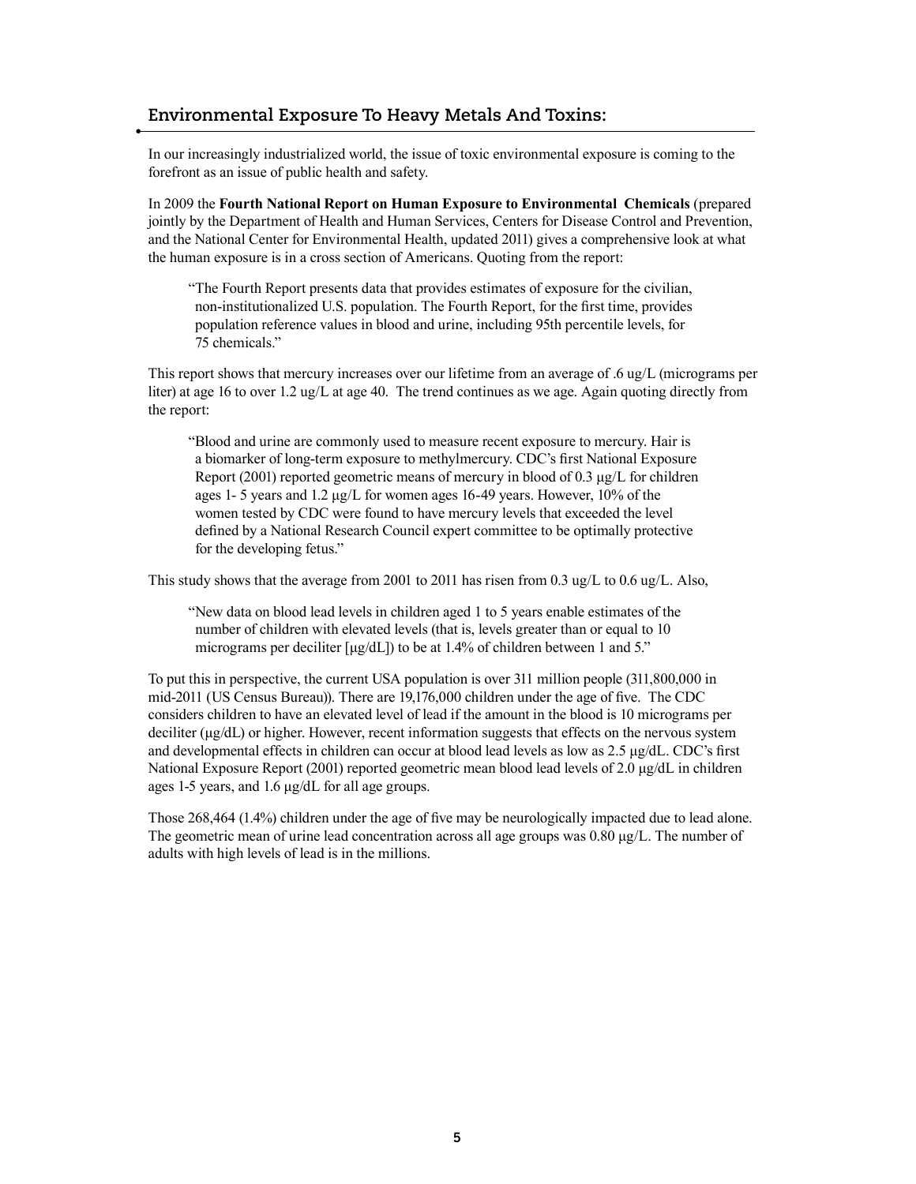## Environmental Exposure To Heavy Metals And Toxins:

In our increasingly industrialized world, the issue of toxic environmental exposure is coming to the forefront as an issue of public health and safety.

In 2009 the **Fourth National Report on Human Exposure to Environmental Chemicals** (prepared jointly by the Department of Health and Human Services, Centers for Disease Control and Prevention, and the National Center for Environmental Health, updated 2011) gives a comprehensive look at what the human exposure is in a cross section of Americans. Quoting from the report:

> "The Fourth Report presents data that provides estimates of exposure for the civilian, non-institutionalized U.S. population. The Fourth Report, for the first time, provides population reference values in blood and urine, including 95th percentile levels, for 75 chemicals."

This report shows that mercury increases over our lifetime from an average of .6 ug/L (micrograms per liter) at age 16 to over 1.2 ug/L at age 40. The trend continues as we age. Again quoting directly from the report:

> "Blood and urine are commonly used to measure recent exposure to mercury. Hair is a biomarker of long-term exposure to methylmercury. CDC's first National Exposure Report (2001) reported geometric means of mercury in blood of 0.3 µg/L for children ages 1- 5 years and 1.2 µg/L for women ages 16-49 years. However, 10% of the women tested by CDC were found to have mercury levels that exceeded the level defined by a National Research Council expert committee to be optimally protective for the developing fetus."

This study shows that the average from 2001 to 2011 has risen from 0.3 ug/L to 0.6 ug/L. Also,

> "New data on blood lead levels in children aged 1 to 5 years enable estimates of the number of children with elevated levels (that is, levels greater than or equal to 10 micrograms per deciliter [µg/dL]) to be at 1.4% of children between 1 and 5."

To put this in perspective, the current USA population is over 311 million people (311,800,000 in mid-2011 (US Census Bureau)). There are 19,176,000 children under the age of five. The CDC considers children to have an elevated level of lead if the amount in the blood is 10 micrograms per deciliter (µg/dL) or higher. However, recent information suggests that effects on the nervous system and developmental effects in children can occur at blood lead levels as low as 2.5 µg/dL. CDC's first National Exposure Report (2001) reported geometric mean blood lead levels of 2.0 µg/dL in children ages 1-5 years, and 1.6 µg/dL for all age groups.

Those 268,464 (1.4%) children under the age of five may be neurologically impacted due to lead alone. The geometric mean of urine lead concentration across all age groups was 0.80 µg/L. The number of adults with high levels of lead is in the millions.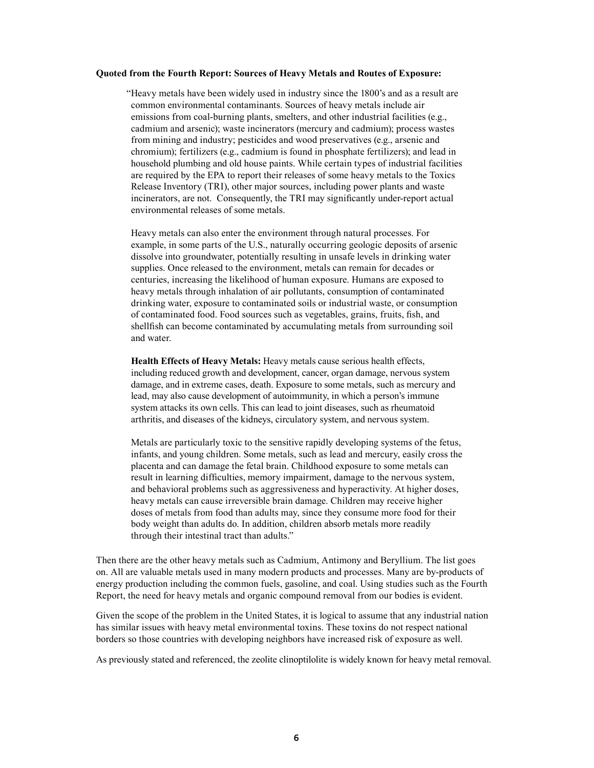**Quoted from the Fourth Report: Sources of Heavy Metals and Routes of Exposure:**

> "Heavy metals have been widely used in industry since the 1800's and as a result are common environmental contaminants. Sources of heavy metals include air emissions from coal-burning plants, smelters, and other industrial facilities (e.g., cadmium and arsenic); waste incinerators (mercury and cadmium); process wastes from mining and industry; pesticides and wood preservatives (e.g., arsenic and chromium); fertilizers (e.g., cadmium is found in phosphate fertilizers); and lead in household plumbing and old house paints. While certain types of industrial facilities are required by the EPA to report their releases of some heavy metals to the Toxics Release Inventory (TRI), other major sources, including power plants and waste incinerators, are not. Consequently, the TRI may significantly under-report actual environmental releases of some metals.
>
> Heavy metals can also enter the environment through natural processes. For example, in some parts of the U.S., naturally occurring geologic deposits of arsenic dissolve into groundwater, potentially resulting in unsafe levels in drinking water supplies. Once released to the environment, metals can remain for decades or centuries, increasing the likelihood of human exposure. Humans are exposed to heavy metals through inhalation of air pollutants, consumption of contaminated drinking water, exposure to contaminated soils or industrial waste, or consumption of contaminated food. Food sources such as vegetables, grains, fruits, fish, and shellfish can become contaminated by accumulating metals from surrounding soil and water.
>
> **Health Effects of Heavy Metals:** Heavy metals cause serious health effects, including reduced growth and development, cancer, organ damage, nervous system damage, and in extreme cases, death. Exposure to some metals, such as mercury and lead, may also cause development of autoimmunity, in which a person's immune system attacks its own cells. This can lead to joint diseases, such as rheumatoid arthritis, and diseases of the kidneys, circulatory system, and nervous system.
>
> Metals are particularly toxic to the sensitive rapidly developing systems of the fetus, infants, and young children. Some metals, such as lead and mercury, easily cross the placenta and can damage the fetal brain. Childhood exposure to some metals can result in learning difficulties, memory impairment, damage to the nervous system, and behavioral problems such as aggressiveness and hyperactivity. At higher doses, heavy metals can cause irreversible brain damage. Children may receive higher doses of metals from food than adults may, since they consume more food for their body weight than adults do. In addition, children absorb metals more readily through their intestinal tract than adults."

Then there are the other heavy metals such as Cadmium, Antimony and Beryllium. The list goes on. All are valuable metals used in many modern products and processes. Many are by-products of energy production including the common fuels, gasoline, and coal. Using studies such as the Fourth Report, the need for heavy metals and organic compound removal from our bodies is evident.

Given the scope of the problem in the United States, it is logical to assume that any industrial nation has similar issues with heavy metal environmental toxins. These toxins do not respect national borders so those countries with developing neighbors have increased risk of exposure as well.

As previously stated and referenced, the zeolite clinoptilolite is widely known for heavy metal removal.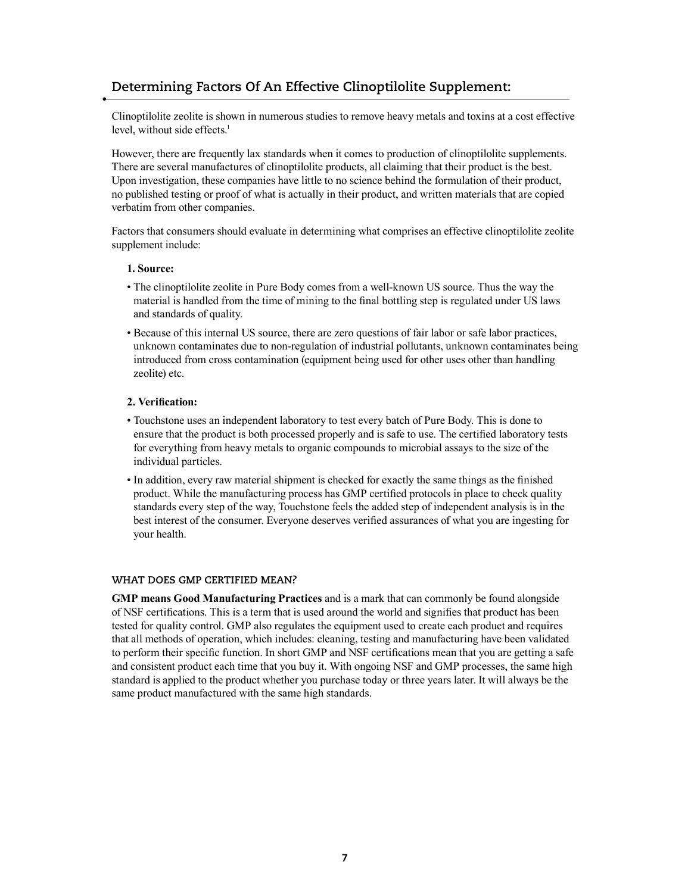## Determining Factors Of An Effective Clinoptilolite Supplement:

Clinoptilolite zeolite is shown in numerous studies to remove heavy metals and toxins at a cost effective level, without side effects.[1]

However, there are frequently lax standards when it comes to production of clinoptilolite supplements. There are several manufactures of clinoptilolite products, all claiming that their product is the best. Upon investigation, these companies have little to no science behind the formulation of their product, no published testing or proof of what is actually in their product, and written materials that are copied verbatim from other companies.

Factors that consumers should evaluate in determining what comprises an effective clinoptilolite zeolite supplement include:

**1. Source:**

- The clinoptilolite zeolite in Pure Body comes from a well-known US source. Thus the way the material is handled from the time of mining to the final bottling step is regulated under US laws and standards of quality.
- Because of this internal US source, there are zero questions of fair labor or safe labor practices, unknown contaminates due to non-regulation of industrial pollutants, unknown contaminates being introduced from cross contamination (equipment being used for other uses other than handling zeolite) etc.

**2. Verification:**

- Touchstone uses an independent laboratory to test every batch of Pure Body. This is done to ensure that the product is both processed properly and is safe to use. The certified laboratory tests for everything from heavy metals to organic compounds to microbial assays to the size of the individual particles.
- In addition, every raw material shipment is checked for exactly the same things as the finished product. While the manufacturing process has GMP certified protocols in place to check quality standards every step of the way, Touchstone feels the added step of independent analysis is in the best interest of the consumer. Everyone deserves verified assurances of what you are ingesting for your health.

### WHAT DOES GMP CERTIFIED MEAN?

**GMP means Good Manufacturing Practices** and is a mark that can commonly be found alongside of NSF certifications. This is a term that is used around the world and signifies that product has been tested for quality control. GMP also regulates the equipment used to create each product and requires that all methods of operation, which includes: cleaning, testing and manufacturing have been validated to perform their specific function. In short GMP and NSF certifications mean that you are getting a safe and consistent product each time that you buy it. With ongoing NSF and GMP processes, the same high standard is applied to the product whether you purchase today or three years later. It will always be the same product manufactured with the same high standards.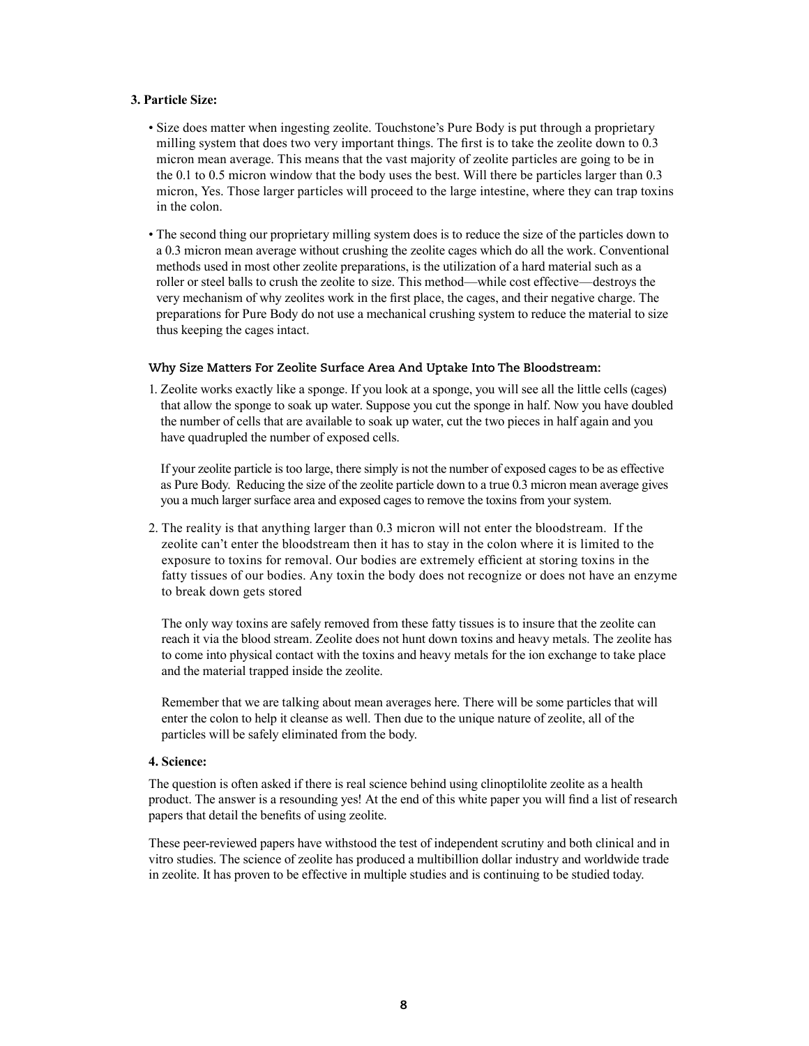**3. Particle Size:**

- Size does matter when ingesting zeolite. Touchstone's Pure Body is put through a proprietary milling system that does two very important things. The first is to take the zeolite down to 0.3 micron mean average. This means that the vast majority of zeolite particles are going to be in the 0.1 to 0.5 micron window that the body uses the best. Will there be particles larger than 0.3 micron, Yes. Those larger particles will proceed to the large intestine, where they can trap toxins in the colon.
- The second thing our proprietary milling system does is to reduce the size of the particles down to a 0.3 micron mean average without crushing the zeolite cages which do all the work. Conventional methods used in most other zeolite preparations, is the utilization of a hard material such as a roller or steel balls to crush the zeolite to size. This method—while cost effective—destroys the very mechanism of why zeolites work in the first place, the cages, and their negative charge. The preparations for Pure Body do not use a mechanical crushing system to reduce the material to size thus keeping the cages intact.

**Why Size Matters For Zeolite Surface Area And Uptake Into The Bloodstream:**

1. Zeolite works exactly like a sponge. If you look at a sponge, you will see all the little cells (cages) that allow the sponge to soak up water. Suppose you cut the sponge in half. Now you have doubled the number of cells that are available to soak up water, cut the two pieces in half again and you have quadrupled the number of exposed cells.

   If your zeolite particle is too large, there simply is not the number of exposed cages to be as effective as Pure Body. Reducing the size of the zeolite particle down to a true 0.3 micron mean average gives you a much larger surface area and exposed cages to remove the toxins from your system.

2. The reality is that anything larger than 0.3 micron will not enter the bloodstream. If the zeolite can't enter the bloodstream then it has to stay in the colon where it is limited to the exposure to toxins for removal. Our bodies are extremely efficient at storing toxins in the fatty tissues of our bodies. Any toxin the body does not recognize or does not have an enzyme to break down gets stored

   The only way toxins are safely removed from these fatty tissues is to insure that the zeolite can reach it via the blood stream. Zeolite does not hunt down toxins and heavy metals. The zeolite has to come into physical contact with the toxins and heavy metals for the ion exchange to take place and the material trapped inside the zeolite.

   Remember that we are talking about mean averages here. There will be some particles that will enter the colon to help it cleanse as well. Then due to the unique nature of zeolite, all of the particles will be safely eliminated from the body.

**4. Science:**

The question is often asked if there is real science behind using clinoptilolite zeolite as a health product. The answer is a resounding yes! At the end of this white paper you will find a list of research papers that detail the benefits of using zeolite.

These peer-reviewed papers have withstood the test of independent scrutiny and both clinical and in vitro studies. The science of zeolite has produced a multibillion dollar industry and worldwide trade in zeolite. It has proven to be effective in multiple studies and is continuing to be studied today.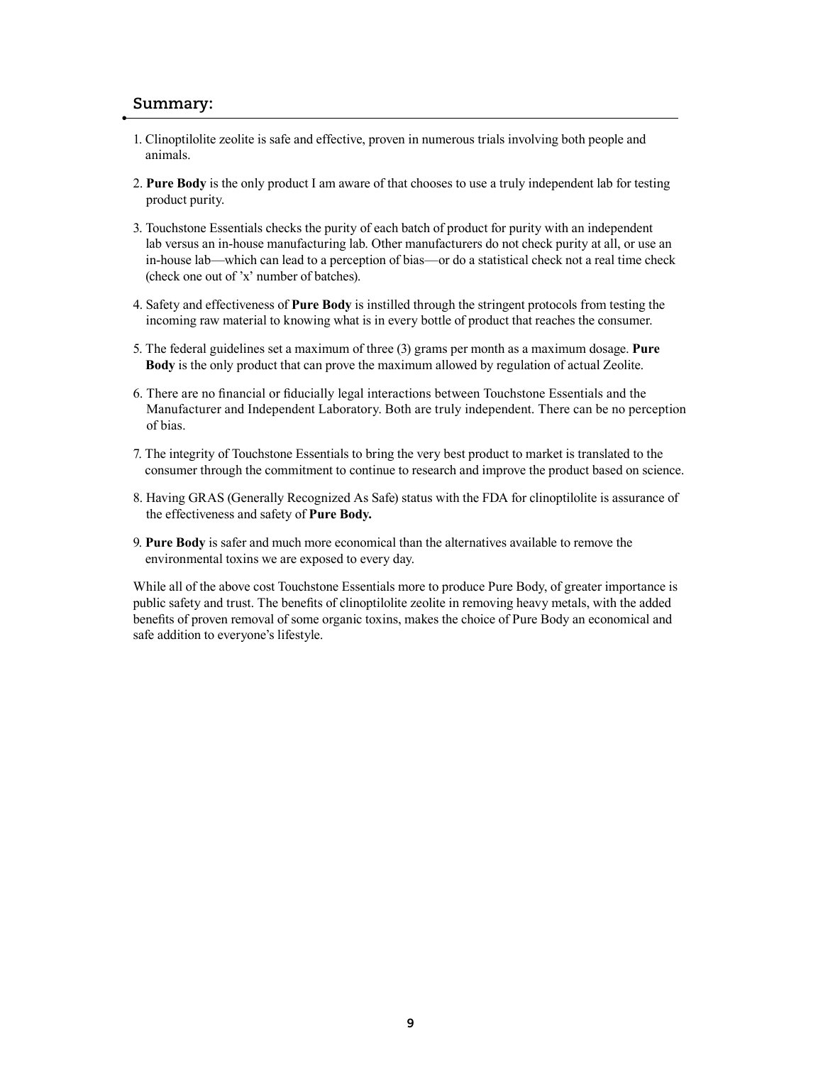## Summary:

1. Clinoptilolite zeolite is safe and effective, proven in numerous trials involving both people and animals.
2. **Pure Body** is the only product I am aware of that chooses to use a truly independent lab for testing product purity.
3. Touchstone Essentials checks the purity of each batch of product for purity with an independent lab versus an in-house manufacturing lab. Other manufacturers do not check purity at all, or use an in-house lab—which can lead to a perception of bias—or do a statistical check not a real time check (check one out of 'x' number of batches).
4. Safety and effectiveness of **Pure Body** is instilled through the stringent protocols from testing the incoming raw material to knowing what is in every bottle of product that reaches the consumer.
5. The federal guidelines set a maximum of three (3) grams per month as a maximum dosage. **Pure Body** is the only product that can prove the maximum allowed by regulation of actual Zeolite.
6. There are no financial or fiducially legal interactions between Touchstone Essentials and the Manufacturer and Independent Laboratory. Both are truly independent. There can be no perception of bias.
7. The integrity of Touchstone Essentials to bring the very best product to market is translated to the consumer through the commitment to continue to research and improve the product based on science.
8. Having GRAS (Generally Recognized As Safe) status with the FDA for clinoptilolite is assurance of the effectiveness and safety of **Pure Body.**
9. **Pure Body** is safer and much more economical than the alternatives available to remove the environmental toxins we are exposed to every day.

While all of the above cost Touchstone Essentials more to produce Pure Body, of greater importance is public safety and trust. The benefits of clinoptilolite zeolite in removing heavy metals, with the added benefits of proven removal of some organic toxins, makes the choice of Pure Body an economical and safe addition to everyone's lifestyle.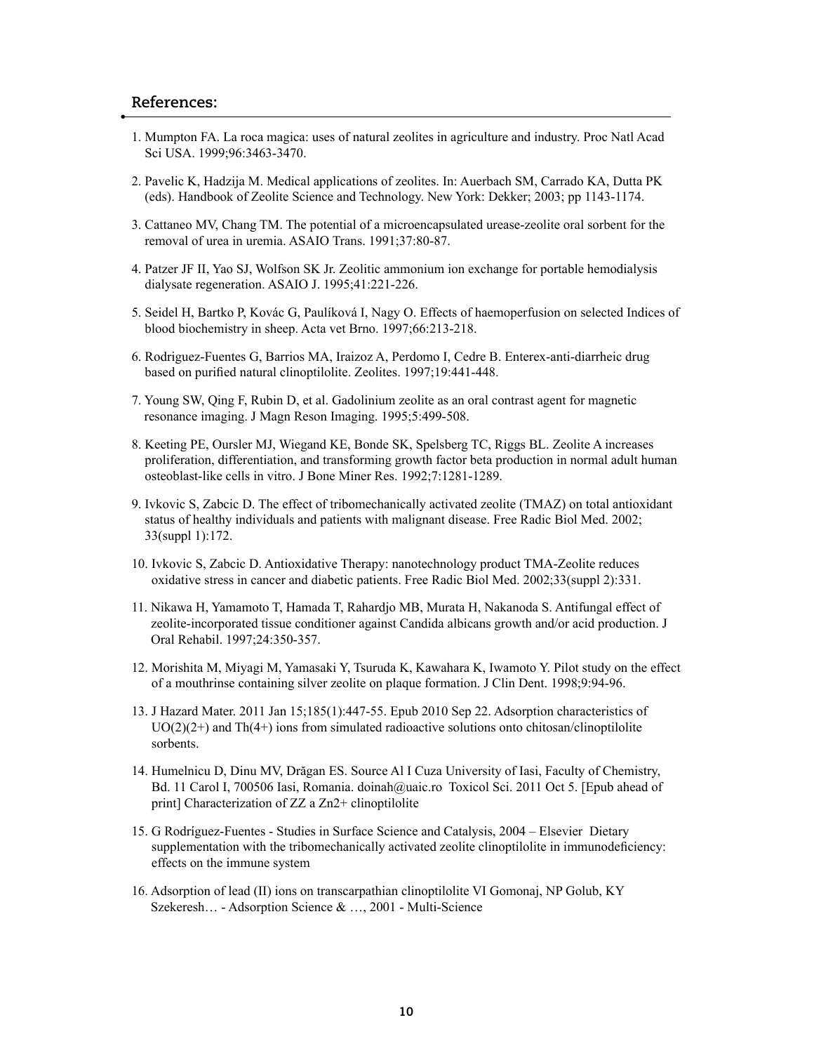## References:

1. Mumpton FA. La roca magica: uses of natural zeolites in agriculture and industry. Proc Natl Acad Sci USA. 1999;96:3463-3470.

2. Pavelic K, Hadzija M. Medical applications of zeolites. In: Auerbach SM, Carrado KA, Dutta PK (eds). Handbook of Zeolite Science and Technology. New York: Dekker; 2003; pp 1143-1174.

3. Cattaneo MV, Chang TM. The potential of a microencapsulated urease-zeolite oral sorbent for the removal of urea in uremia. ASAIO Trans. 1991;37:80-87.

4. Patzer JF II, Yao SJ, Wolfson SK Jr. Zeolitic ammonium ion exchange for portable hemodialysis dialysate regeneration. ASAIO J. 1995;41:221-226.

5. Seidel H, Bartko P, Kovác G, Paulíková I, Nagy O. Effects of haemoperfusion on selected Indices of blood biochemistry in sheep. Acta vet Brno. 1997;66:213-218.

6. Rodriguez-Fuentes G, Barrios MA, Iraizoz A, Perdomo I, Cedre B. Enterex-anti-diarrheic drug based on purified natural clinoptilolite. Zeolites. 1997;19:441-448.

7. Young SW, Qing F, Rubin D, et al. Gadolinium zeolite as an oral contrast agent for magnetic resonance imaging. J Magn Reson Imaging. 1995;5:499-508.

8. Keeting PE, Oursler MJ, Wiegand KE, Bonde SK, Spelsberg TC, Riggs BL. Zeolite A increases proliferation, differentiation, and transforming growth factor beta production in normal adult human osteoblast-like cells in vitro. J Bone Miner Res. 1992;7:1281-1289.

9. Ivkovic S, Zabcic D. The effect of tribomechanically activated zeolite (TMAZ) on total antioxidant status of healthy individuals and patients with malignant disease. Free Radic Biol Med. 2002; 33(suppl 1):172.

10. Ivkovic S, Zabcic D. Antioxidative Therapy: nanotechnology product TMA-Zeolite reduces oxidative stress in cancer and diabetic patients. Free Radic Biol Med. 2002;33(suppl 2):331.

11. Nikawa H, Yamamoto T, Hamada T, Rahardjo MB, Murata H, Nakanoda S. Antifungal effect of zeolite-incorporated tissue conditioner against Candida albicans growth and/or acid production. J Oral Rehabil. 1997;24:350-357.

12. Morishita M, Miyagi M, Yamasaki Y, Tsuruda K, Kawahara K, Iwamoto Y. Pilot study on the effect of a mouthrinse containing silver zeolite on plaque formation. J Clin Dent. 1998;9:94-96.

13. J Hazard Mater. 2011 Jan 15;185(1):447-55. Epub 2010 Sep 22. Adsorption characteristics of $UO_2^{2+}$ and $Th^{4+}$ ions from simulated radioactive solutions onto chitosan/clinoptilolite sorbents.

14. Humelnicu D, Dinu MV, Drăgan ES. Source Al I Cuza University of Iasi, Faculty of Chemistry, Bd. 11 Carol I, 700506 Iasi, Romania. doinah@uaic.ro Toxicol Sci. 2011 Oct 5. [Epub ahead of print] Characterization of ZZ a $Zn^{2+}$ clinoptilolite

15. G Rodríguez-Fuentes - Studies in Surface Science and Catalysis, 2004 – Elsevier Dietary supplementation with the tribomechanically activated zeolite clinoptilolite in immunodeficiency: effects on the immune system

16. Adsorption of lead (II) ions on transcarpathian clinoptilolite VI Gomonaj, NP Golub, KY Szekeresh… - Adsorption Science & …, 2001 - Multi-Science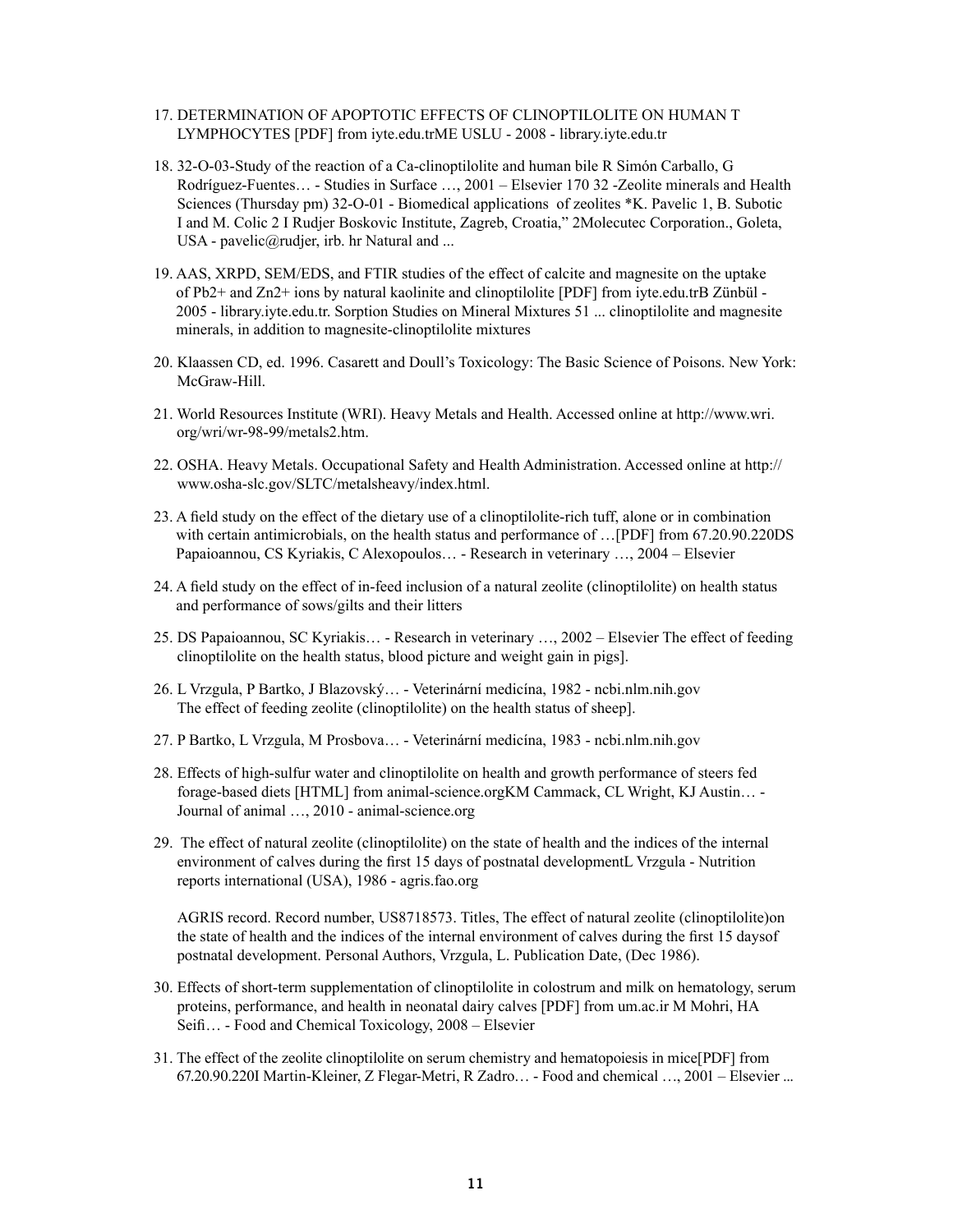17. DETERMINATION OF APOPTOTIC EFFECTS OF CLINOPTILOLITE ON HUMAN T LYMPHOCYTES [PDF] from iyte.edu.trME USLU - 2008 - library.iyte.edu.tr

18. 32-O-03-Study of the reaction of a Ca-clinoptilolite and human bile R Simón Carballo, G Rodríguez-Fuentes… - Studies in Surface …, 2001 – Elsevier 170 32 -Zeolite minerals and Health Sciences (Thursday pm) 32-O-01 - Biomedical applications of zeolites *K. Pavelic 1, B. Subotic I and M. Colic 2 I Rudjer Boskovic Institute, Zagreb, Croatia," 2Molecutec Corporation., Goleta, USA - pavelic@rudjer, irb. hr Natural and ...

19. AAS, XRPD, SEM/EDS, and FTIR studies of the effect of calcite and magnesite on the uptake of $Pb^{2+}$ and $Zn^{2+}$ ions by natural kaolinite and clinoptilolite [PDF] from iyte.edu.trB Zünbül - 2005 - library.iyte.edu.tr. Sorption Studies on Mineral Mixtures 51 ... clinoptilolite and magnesite minerals, in addition to magnesite-clinoptilolite mixtures

20. Klaassen CD, ed. 1996. Casarett and Doull's Toxicology: The Basic Science of Poisons. New York: McGraw-Hill.

21. World Resources Institute (WRI). Heavy Metals and Health. Accessed online at http://www.wri.org/wri/wr-98-99/metals2.htm.

22. OSHA. Heavy Metals. Occupational Safety and Health Administration. Accessed online at http://www.osha-slc.gov/SLTC/metalsheavy/index.html.

23. A field study on the effect of the dietary use of a clinoptilolite-rich tuff, alone or in combination with certain antimicrobials, on the health status and performance of …[PDF] from 67.20.90.220DS Papaioannou, CS Kyriakis, C Alexopoulos… - Research in veterinary …, 2004 – Elsevier

24. A field study on the effect of in-feed inclusion of a natural zeolite (clinoptilolite) on health status and performance of sows/gilts and their litters

25. DS Papaioannou, SC Kyriakis… - Research in veterinary …, 2002 – Elsevier The effect of feeding clinoptilolite on the health status, blood picture and weight gain in pigs].

26. L Vrzgula, P Bartko, J Blazovský… - Veterinární medicína, 1982 - ncbi.nlm.nih.gov The effect of feeding zeolite (clinoptilolite) on the health status of sheep].

27. P Bartko, L Vrzgula, M Prosbova… - Veterinární medicína, 1983 - ncbi.nlm.nih.gov

28. Effects of high-sulfur water and clinoptilolite on health and growth performance of steers fed forage-based diets [HTML] from animal-science.orgKM Cammack, CL Wright, KJ Austin… - Journal of animal …, 2010 - animal-science.org

29. The effect of natural zeolite (clinoptilolite) on the state of health and the indices of the internal environment of calves during the first 15 days of postnatal developmentL Vrzgula - Nutrition reports international (USA), 1986 - agris.fao.org

    AGRIS record. Record number, US8718573. Titles, The effect of natural zeolite (clinoptilolite)on the state of health and the indices of the internal environment of calves during the first 15 daysof postnatal development. Personal Authors, Vrzgula, L. Publication Date, (Dec 1986).

30. Effects of short-term supplementation of clinoptilolite in colostrum and milk on hematology, serum proteins, performance, and health in neonatal dairy calves [PDF] from um.ac.ir M Mohri, HA Seifi… - Food and Chemical Toxicology, 2008 – Elsevier

31. The effect of the zeolite clinoptilolite on serum chemistry and hematopoiesis in mice[PDF] from 67.20.90.220I Martin-Kleiner, Z Flegar-Metri, R Zadro… - Food and chemical …, 2001 – Elsevier ...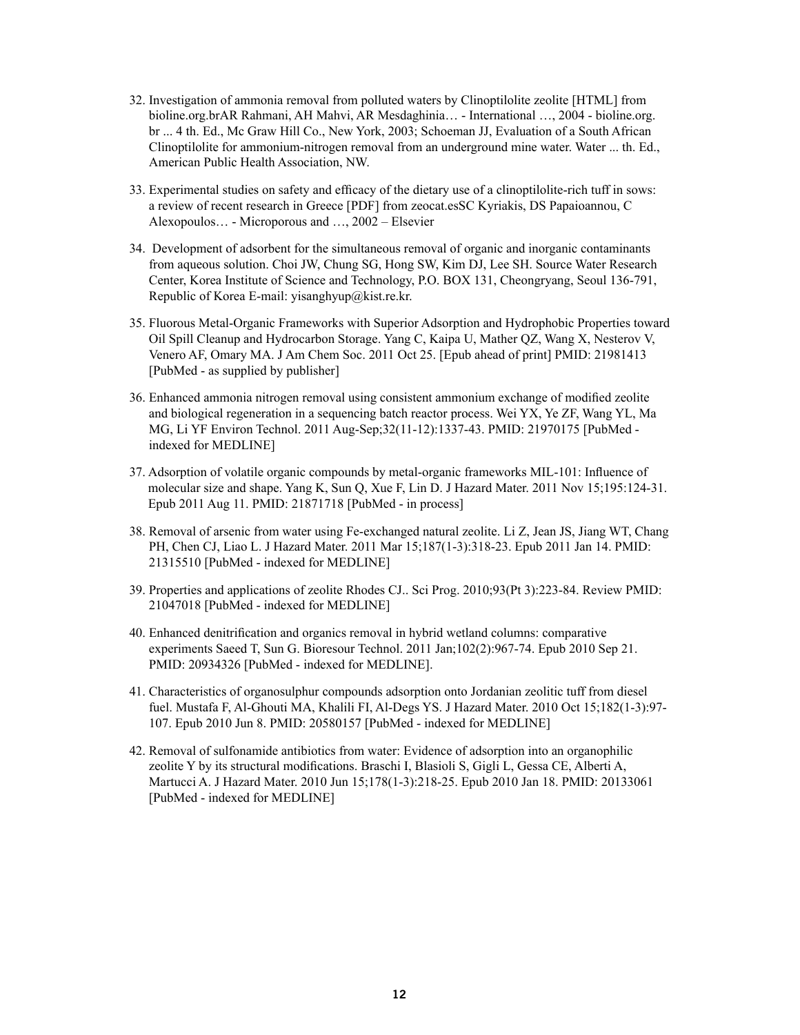32. Investigation of ammonia removal from polluted waters by Clinoptilolite zeolite [HTML] from bioline.org.brAR Rahmani, AH Mahvi, AR Mesdaghinia… - International …, 2004 - bioline.org.br ... 4 th. Ed., Mc Graw Hill Co., New York, 2003; Schoeman JJ, Evaluation of a South African Clinoptilolite for ammonium-nitrogen removal from an underground mine water. Water ... th. Ed., American Public Health Association, NW.

33. Experimental studies on safety and efficacy of the dietary use of a clinoptilolite-rich tuff in sows: a review of recent research in Greece [PDF] from zeocat.esSC Kyriakis, DS Papaioannou, C Alexopoulos… - Microporous and …, 2002 – Elsevier

34. Development of adsorbent for the simultaneous removal of organic and inorganic contaminants from aqueous solution. Choi JW, Chung SG, Hong SW, Kim DJ, Lee SH. Source Water Research Center, Korea Institute of Science and Technology, P.O. BOX 131, Cheongryang, Seoul 136-791, Republic of Korea E-mail: yisanghyup@kist.re.kr.

35. Fluorous Metal-Organic Frameworks with Superior Adsorption and Hydrophobic Properties toward Oil Spill Cleanup and Hydrocarbon Storage. Yang C, Kaipa U, Mather QZ, Wang X, Nesterov V, Venero AF, Omary MA. J Am Chem Soc. 2011 Oct 25. [Epub ahead of print] PMID: 21981413 [PubMed - as supplied by publisher]

36. Enhanced ammonia nitrogen removal using consistent ammonium exchange of modified zeolite and biological regeneration in a sequencing batch reactor process. Wei YX, Ye ZF, Wang YL, Ma MG, Li YF Environ Technol. 2011 Aug-Sep;32(11-12):1337-43. PMID: 21970175 [PubMed - indexed for MEDLINE]

37. Adsorption of volatile organic compounds by metal-organic frameworks MIL-101: Influence of molecular size and shape. Yang K, Sun Q, Xue F, Lin D. J Hazard Mater. 2011 Nov 15;195:124-31. Epub 2011 Aug 11. PMID: 21871718 [PubMed - in process]

38. Removal of arsenic from water using Fe-exchanged natural zeolite. Li Z, Jean JS, Jiang WT, Chang PH, Chen CJ, Liao L. J Hazard Mater. 2011 Mar 15;187(1-3):318-23. Epub 2011 Jan 14. PMID: 21315510 [PubMed - indexed for MEDLINE]

39. Properties and applications of zeolite Rhodes CJ.. Sci Prog. 2010;93(Pt 3):223-84. Review PMID: 21047018 [PubMed - indexed for MEDLINE]

40. Enhanced denitrification and organics removal in hybrid wetland columns: comparative experiments Saeed T, Sun G. Bioresour Technol. 2011 Jan;102(2):967-74. Epub 2010 Sep 21. PMID: 20934326 [PubMed - indexed for MEDLINE].

41. Characteristics of organosulphur compounds adsorption onto Jordanian zeolitic tuff from diesel fuel. Mustafa F, Al-Ghouti MA, Khalili FI, Al-Degs YS. J Hazard Mater. 2010 Oct 15;182(1-3):97-107. Epub 2010 Jun 8. PMID: 20580157 [PubMed - indexed for MEDLINE]

42. Removal of sulfonamide antibiotics from water: Evidence of adsorption into an organophilic zeolite Y by its structural modifications. Braschi I, Blasioli S, Gigli L, Gessa CE, Alberti A, Martucci A. J Hazard Mater. 2010 Jun 15;178(1-3):218-25. Epub 2010 Jan 18. PMID: 20133061 [PubMed - indexed for MEDLINE]